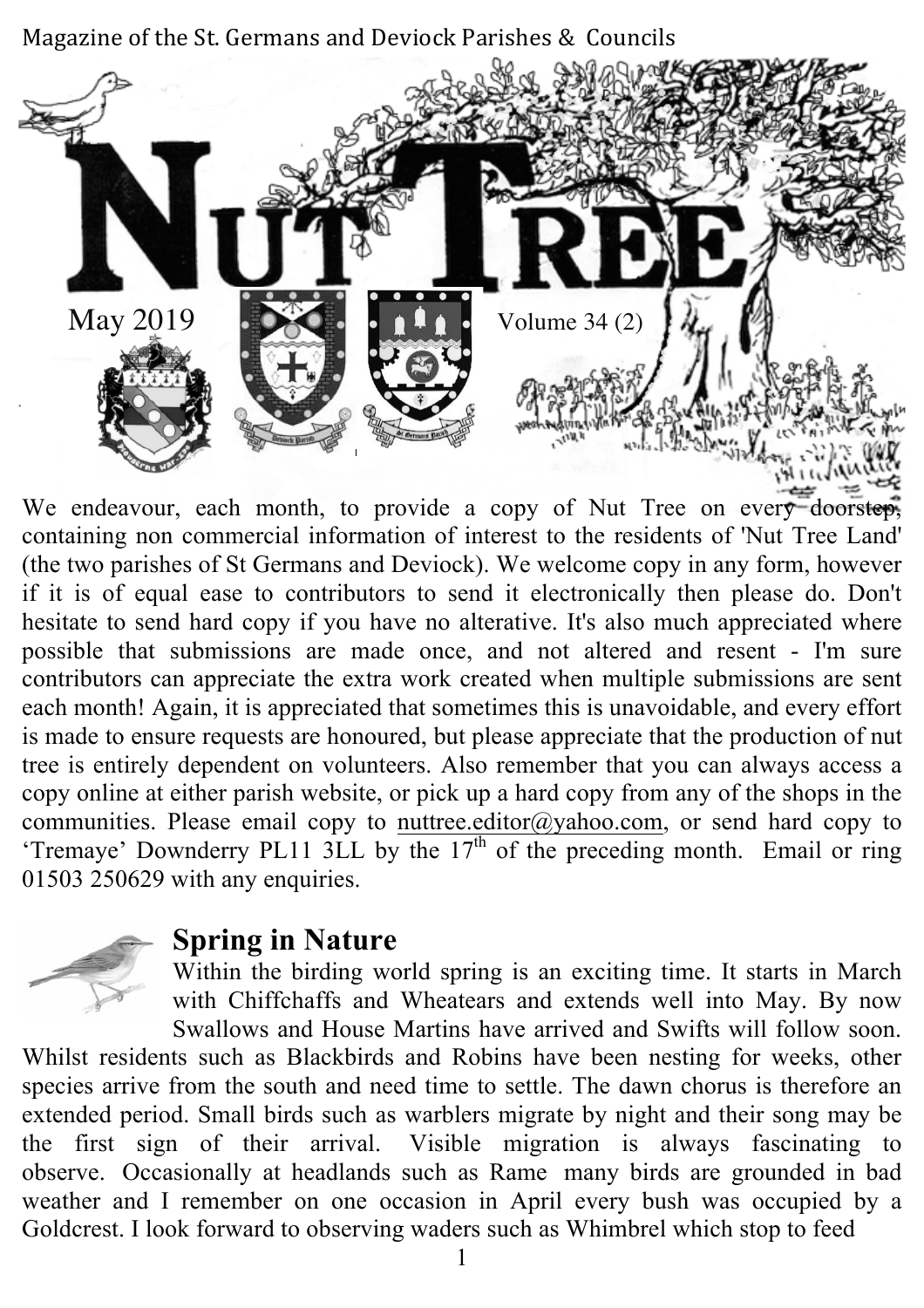Magazine of the St. Germans and Deviock Parishes & Councils

# Nut Tree

May 2019

Volume 34 (2)

We endeavour, each month, to provide a copy of Nut Tree on every doorstep, containing non commercial information of interest to the residents of 'Nut Tree Land' (the two parishes of St Germans and Deviock). We welcome copy in any form, however if it is of equal ease to contributors to send it electronically then please do. Don't hesitate to send hard copy if you have no alterative. It's also much appreciated where possible that submissions are made once, and not altered and resent - I'm sure contributors can appreciate the extra work created when multiple submissions are sent each month! Again, it is appreciated that sometimes this is unavoidable, and every effort is made to ensure requests are honoured, but please appreciate that the production of nut tree is entirely dependent on volunteers. Also remember that you can always access a copy online at either parish website, or pick up a hard copy from any of the shops in the communities. Please email copy to nuttree.editor@yahoo.com, or send hard copy to 'Tremaye' Downderry PL11 3LL by the 17th of the preceding month. Email or ring 01503 250629 with any enquiries.

## Spring in Nature

Within the birding world spring is an exciting time. It starts in March with Chiffchaffs and Wheatears and extends well into May. By now Swallows and House Martins have arrived and Swifts will follow soon. Whilst residents such as Blackbirds and Robins have been nesting for weeks, other species arrive from the south and need time to settle. The dawn chorus is therefore an extended period. Small birds such as warblers migrate by night and their song may be the first sign of their arrival. Visible migration is always fascinating to observe. Occasionally at headlands such as Rame many birds are grounded in bad weather and I remember on one occasion in April every bush was occupied by a Goldcrest. I look forward to observing waders such as Whimbrel which stop to feed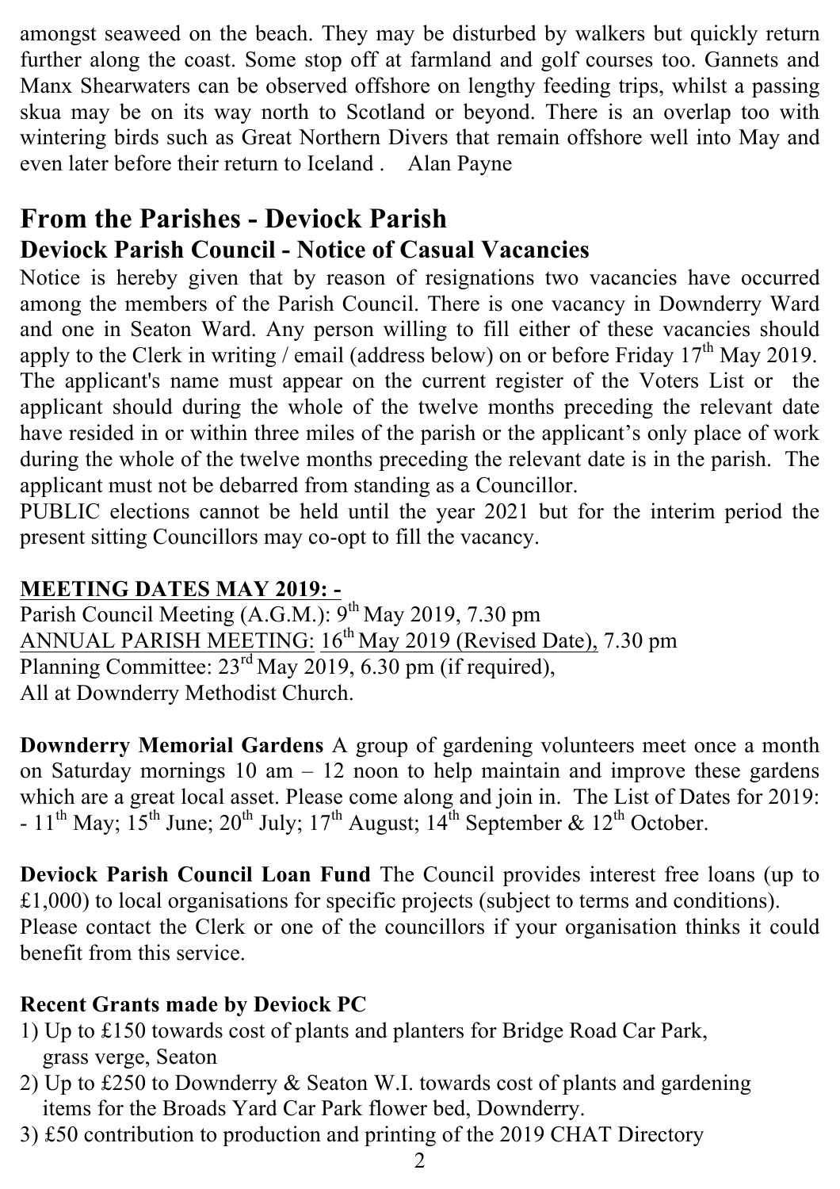amongst seaweed on the beach. They may be disturbed by walkers but quickly return further along the coast. Some stop off at farmland and golf courses too. Gannets and Manx Shearwaters can be observed offshore on lengthy feeding trips, whilst a passing skua may be on its way north to Scotland or beyond. There is an overlap too with wintering birds such as Great Northern Divers that remain offshore well into May and even later before their return to Iceland . Alan Payne

# From the Parishes - Deviock Parish

## Deviock Parish Council - Notice of Casual Vacancies

Notice is hereby given that by reason of resignations two vacancies have occurred among the members of the Parish Council. There is one vacancy in Downderry Ward and one in Seaton Ward. Any person willing to fill either of these vacancies should apply to the Clerk in writing / email (address below) on or before Friday 17th May 2019. The applicant's name must appear on the current register of the Voters List or the applicant should during the whole of the twelve months preceding the relevant date have resided in or within three miles of the parish or the applicant's only place of work during the whole of the twelve months preceding the relevant date is in the parish. The applicant must not be debarred from standing as a Councillor.

PUBLIC elections cannot be held until the year 2021 but for the interim period the present sitting Councillors may co-opt to fill the vacancy.

**MEETING DATES MAY 2019: -**

Parish Council Meeting (A.G.M.): 9th May 2019, 7.30 pm
ANNUAL PARISH MEETING: 16th May 2019 (Revised Date), 7.30 pm
Planning Committee: 23rd May 2019, 6.30 pm (if required),
All at Downderry Methodist Church.

**Downderry Memorial Gardens** A group of gardening volunteers meet once a month on Saturday mornings 10 am – 12 noon to help maintain and improve these gardens which are a great local asset. Please come along and join in. The List of Dates for 2019: - 11th May; 15th June; 20th July; 17th August; 14th September & 12th October.

**Deviock Parish Council Loan Fund** The Council provides interest free loans (up to £1,000) to local organisations for specific projects (subject to terms and conditions). Please contact the Clerk or one of the councillors if your organisation thinks it could benefit from this service.

**Recent Grants made by Deviock PC**

1) Up to £150 towards cost of plants and planters for Bridge Road Car Park, grass verge, Seaton
2) Up to £250 to Downderry & Seaton W.I. towards cost of plants and gardening items for the Broads Yard Car Park flower bed, Downderry.
3) £50 contribution to production and printing of the 2019 CHAT Directory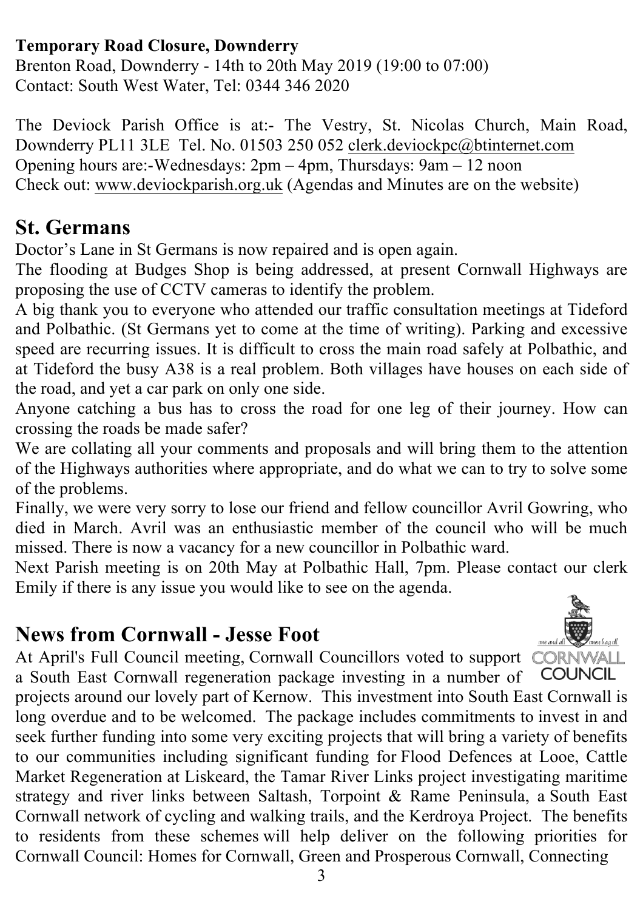**Temporary Road Closure, Downderry**

Brenton Road, Downderry - 14th to 20th May 2019 (19:00 to 07:00)
Contact: South West Water, Tel: 0344 346 2020

The Deviock Parish Office is at:- The Vestry, St. Nicolas Church, Main Road, Downderry PL11 3LE Tel. No. 01503 250 052 clerk.deviockpc@btinternet.com
Opening hours are:-Wednesdays: 2pm – 4pm, Thursdays: 9am – 12 noon
Check out: www.deviockparish.org.uk (Agendas and Minutes are on the website)

## St. Germans

Doctor's Lane in St Germans is now repaired and is open again.

The flooding at Budges Shop is being addressed, at present Cornwall Highways are proposing the use of CCTV cameras to identify the problem.

A big thank you to everyone who attended our traffic consultation meetings at Tideford and Polbathic. (St Germans yet to come at the time of writing). Parking and excessive speed are recurring issues. It is difficult to cross the main road safely at Polbathic, and at Tideford the busy A38 is a real problem. Both villages have houses on each side of the road, and yet a car park on only one side.

Anyone catching a bus has to cross the road for one leg of their journey. How can crossing the roads be made safer?

We are collating all your comments and proposals and will bring them to the attention of the Highways authorities where appropriate, and do what we can to try to solve some of the problems.

Finally, we were very sorry to lose our friend and fellow councillor Avril Gowring, who died in March. Avril was an enthusiastic member of the council who will be much missed. There is now a vacancy for a new councillor in Polbathic ward.

Next Parish meeting is on 20th May at Polbathic Hall, 7pm. Please contact our clerk Emily if there is any issue you would like to see on the agenda.

## News from Cornwall - Jesse Foot

At April's Full Council meeting, Cornwall Councillors voted to support a South East Cornwall regeneration package investing in a number of projects around our lovely part of Kernow. This investment into South East Cornwall is long overdue and to be welcomed. The package includes commitments to invest in and seek further funding into some very exciting projects that will bring a variety of benefits to our communities including significant funding for Flood Defences at Looe, Cattle Market Regeneration at Liskeard, the Tamar River Links project investigating maritime strategy and river links between Saltash, Torpoint & Rame Peninsula, a South East Cornwall network of cycling and walking trails, and the Kerdroya Project. The benefits to residents from these schemes will help deliver on the following priorities for Cornwall Council: Homes for Cornwall, Green and Prosperous Cornwall, Connecting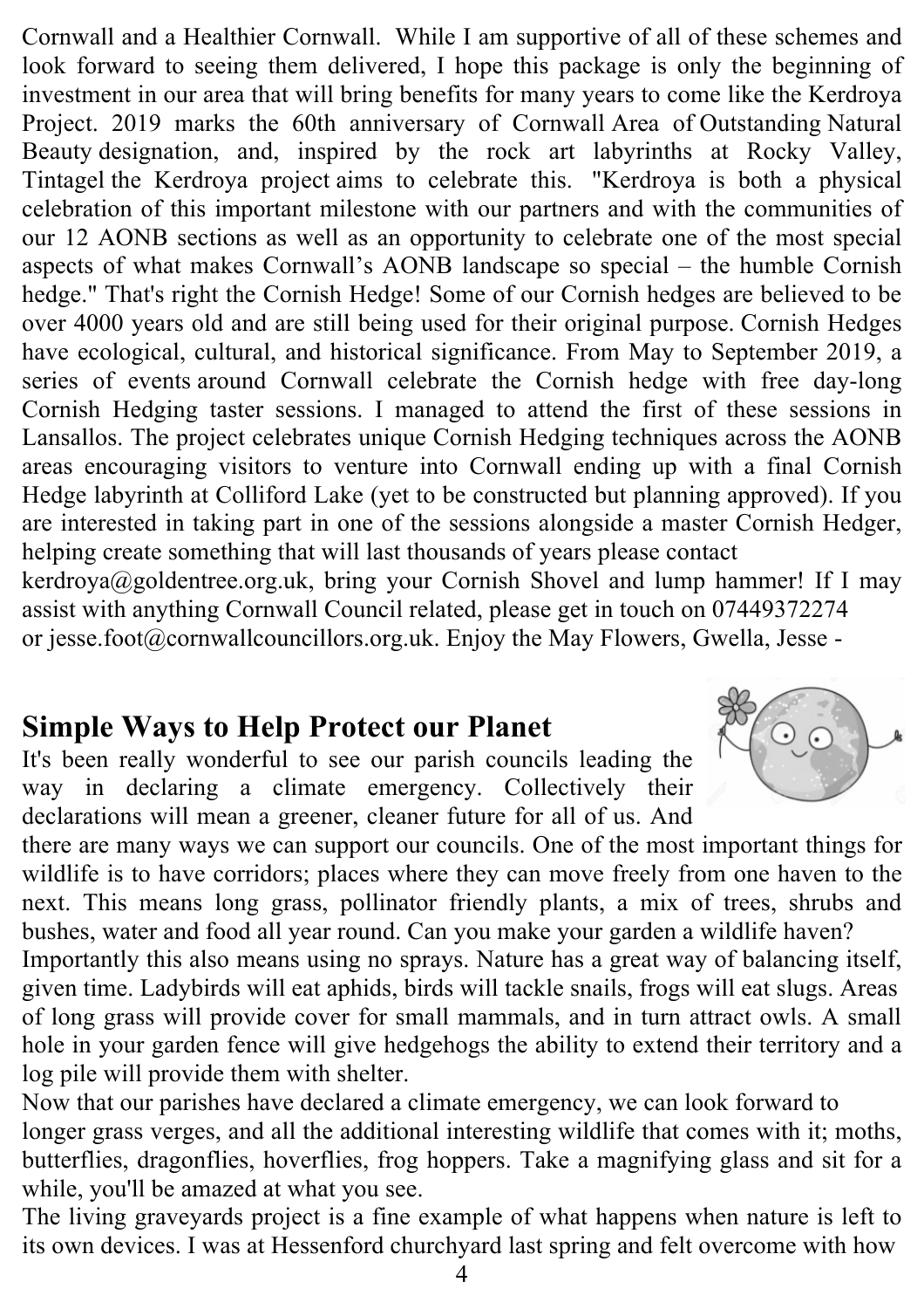Cornwall and a Healthier Cornwall. While I am supportive of all of these schemes and look forward to seeing them delivered, I hope this package is only the beginning of investment in our area that will bring benefits for many years to come like the Kerdroya Project. 2019 marks the 60th anniversary of Cornwall Area of Outstanding Natural Beauty designation, and, inspired by the rock art labyrinths at Rocky Valley, Tintagel the Kerdroya project aims to celebrate this. "Kerdroya is both a physical celebration of this important milestone with our partners and with the communities of our 12 AONB sections as well as an opportunity to celebrate one of the most special aspects of what makes Cornwall's AONB landscape so special – the humble Cornish hedge." That's right the Cornish Hedge! Some of our Cornish hedges are believed to be over 4000 years old and are still being used for their original purpose. Cornish Hedges have ecological, cultural, and historical significance. From May to September 2019, a series of events around Cornwall celebrate the Cornish hedge with free day-long Cornish Hedging taster sessions. I managed to attend the first of these sessions in Lansallos. The project celebrates unique Cornish Hedging techniques across the AONB areas encouraging visitors to venture into Cornwall ending up with a final Cornish Hedge labyrinth at Colliford Lake (yet to be constructed but planning approved). If you are interested in taking part in one of the sessions alongside a master Cornish Hedger, helping create something that will last thousands of years please contact kerdroya@goldentree.org.uk, bring your Cornish Shovel and lump hammer! If I may assist with anything Cornwall Council related, please get in touch on 07449372274 or jesse.foot@cornwallcouncillors.org.uk. Enjoy the May Flowers, Gwella, Jesse -

## Simple Ways to Help Protect our Planet

It's been really wonderful to see our parish councils leading the way in declaring a climate emergency. Collectively their declarations will mean a greener, cleaner future for all of us. And there are many ways we can support our councils. One of the most important things for wildlife is to have corridors; places where they can move freely from one haven to the next. This means long grass, pollinator friendly plants, a mix of trees, shrubs and bushes, water and food all year round. Can you make your garden a wildlife haven?

Importantly this also means using no sprays. Nature has a great way of balancing itself, given time. Ladybirds will eat aphids, birds will tackle snails, frogs will eat slugs. Areas of long grass will provide cover for small mammals, and in turn attract owls. A small hole in your garden fence will give hedgehogs the ability to extend their territory and a log pile will provide them with shelter.

Now that our parishes have declared a climate emergency, we can look forward to longer grass verges, and all the additional interesting wildlife that comes with it; moths, butterflies, dragonflies, hoverflies, frog hoppers. Take a magnifying glass and sit for a while, you'll be amazed at what you see.

The living graveyards project is a fine example of what happens when nature is left to its own devices. I was at Hessenford churchyard last spring and felt overcome with how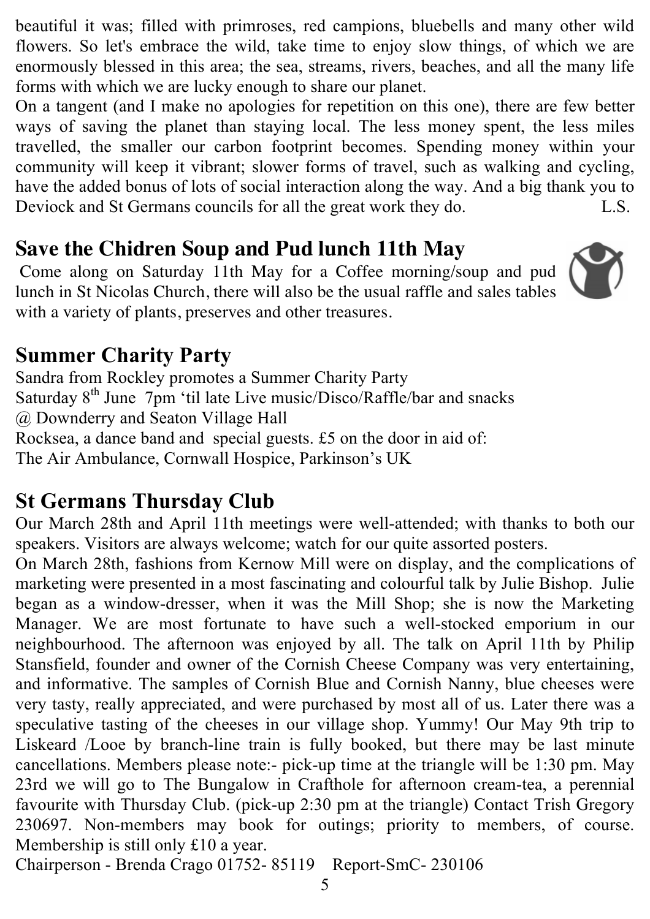beautiful it was; filled with primroses, red campions, bluebells and many other wild flowers. So let's embrace the wild, take time to enjoy slow things, of which we are enormously blessed in this area; the sea, streams, rivers, beaches, and all the many life forms with which we are lucky enough to share our planet.

On a tangent (and I make no apologies for repetition on this one), there are few better ways of saving the planet than staying local. The less money spent, the less miles travelled, the smaller our carbon footprint becomes. Spending money within your community will keep it vibrant; slower forms of travel, such as walking and cycling, have the added bonus of lots of social interaction along the way. And a big thank you to Deviock and St Germans councils for all the great work they do. L.S.

## Save the Chidren Soup and Pud lunch 11th May

Come along on Saturday 11th May for a Coffee morning/soup and pud lunch in St Nicolas Church, there will also be the usual raffle and sales tables with a variety of plants, preserves and other treasures.

## Summer Charity Party

Sandra from Rockley promotes a Summer Charity Party
Saturday 8th June 7pm 'til late Live music/Disco/Raffle/bar and snacks
@ Downderry and Seaton Village Hall
Rocksea, a dance band and special guests. £5 on the door in aid of:
The Air Ambulance, Cornwall Hospice, Parkinson's UK

## St Germans Thursday Club

Our March 28th and April 11th meetings were well-attended; with thanks to both our speakers. Visitors are always welcome; watch for our quite assorted posters.

On March 28th, fashions from Kernow Mill were on display, and the complications of marketing were presented in a most fascinating and colourful talk by Julie Bishop. Julie began as a window-dresser, when it was the Mill Shop; she is now the Marketing Manager. We are most fortunate to have such a well-stocked emporium in our neighbourhood. The afternoon was enjoyed by all. The talk on April 11th by Philip Stansfield, founder and owner of the Cornish Cheese Company was very entertaining, and informative. The samples of Cornish Blue and Cornish Nanny, blue cheeses were very tasty, really appreciated, and were purchased by most all of us. Later there was a speculative tasting of the cheeses in our village shop. Yummy! Our May 9th trip to Liskeard /Looe by branch-line train is fully booked, but there may be last minute cancellations. Members please note:- pick-up time at the triangle will be 1:30 pm. May 23rd we will go to The Bungalow in Crafthole for afternoon cream-tea, a perennial favourite with Thursday Club. (pick-up 2:30 pm at the triangle) Contact Trish Gregory 230697. Non-members may book for outings; priority to members, of course. Membership is still only £10 a year.

Chairperson - Brenda Crago 01752- 85119 Report-SmC- 230106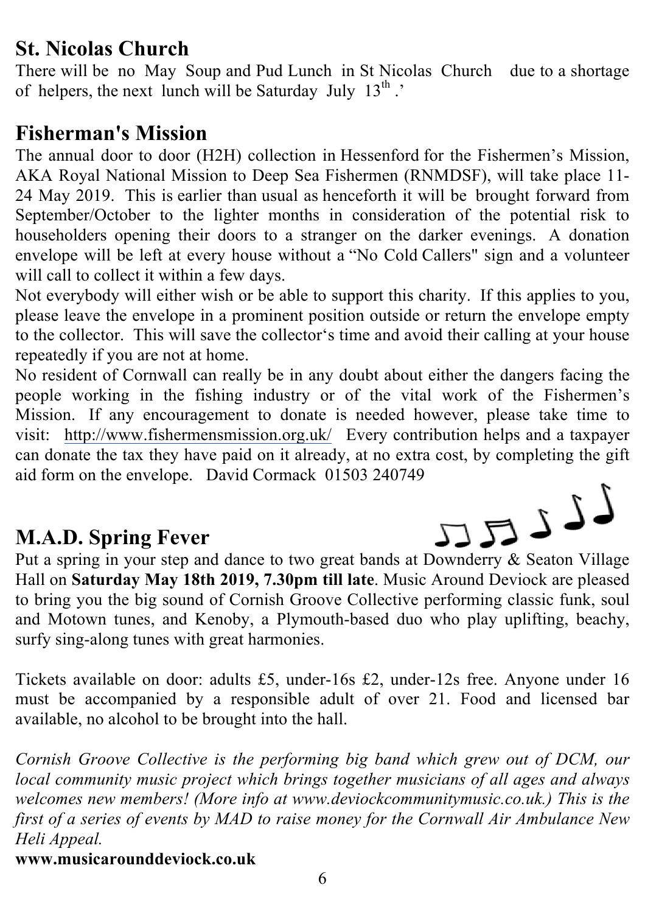## St. Nicolas Church

There will be no May Soup and Pud Lunch in St Nicolas Church due to a shortage of helpers, the next lunch will be Saturday July 13th .'

## Fisherman's Mission

The annual door to door (H2H) collection in Hessenford for the Fishermen's Mission, AKA Royal National Mission to Deep Sea Fishermen (RNMDSF), will take place 11-24 May 2019. This is earlier than usual as henceforth it will be brought forward from September/October to the lighter months in consideration of the potential risk to householders opening their doors to a stranger on the darker evenings. A donation envelope will be left at every house without a "No Cold Callers" sign and a volunteer will call to collect it within a few days.

Not everybody will either wish or be able to support this charity. If this applies to you, please leave the envelope in a prominent position outside or return the envelope empty to the collector. This will save the collector's time and avoid their calling at your house repeatedly if you are not at home.

No resident of Cornwall can really be in any doubt about either the dangers facing the people working in the fishing industry or of the vital work of the Fishermen's Mission. If any encouragement to donate is needed however, please take time to visit: http://www.fishermensmission.org.uk/ Every contribution helps and a taxpayer can donate the tax they have paid on it already, at no extra cost, by completing the gift aid form on the envelope. David Cormack 01503 240749

## M.A.D. Spring Fever

Put a spring in your step and dance to two great bands at Downderry & Seaton Village Hall on **Saturday May 18th 2019, 7.30pm till late**. Music Around Deviock are pleased to bring you the big sound of Cornish Groove Collective performing classic funk, soul and Motown tunes, and Kenoby, a Plymouth-based duo who play uplifting, beachy, surfy sing-along tunes with great harmonies.

Tickets available on door: adults £5, under-16s £2, under-12s free. Anyone under 16 must be accompanied by a responsible adult of over 21. Food and licensed bar available, no alcohol to be brought into the hall.

*Cornish Groove Collective is the performing big band which grew out of DCM, our local community music project which brings together musicians of all ages and always welcomes new members! (More info at www.deviockcommunitymusic.co.uk.) This is the first of a series of events by MAD to raise money for the Cornwall Air Ambulance New Heli Appeal.*

**www.musicarounddeviock.co.uk**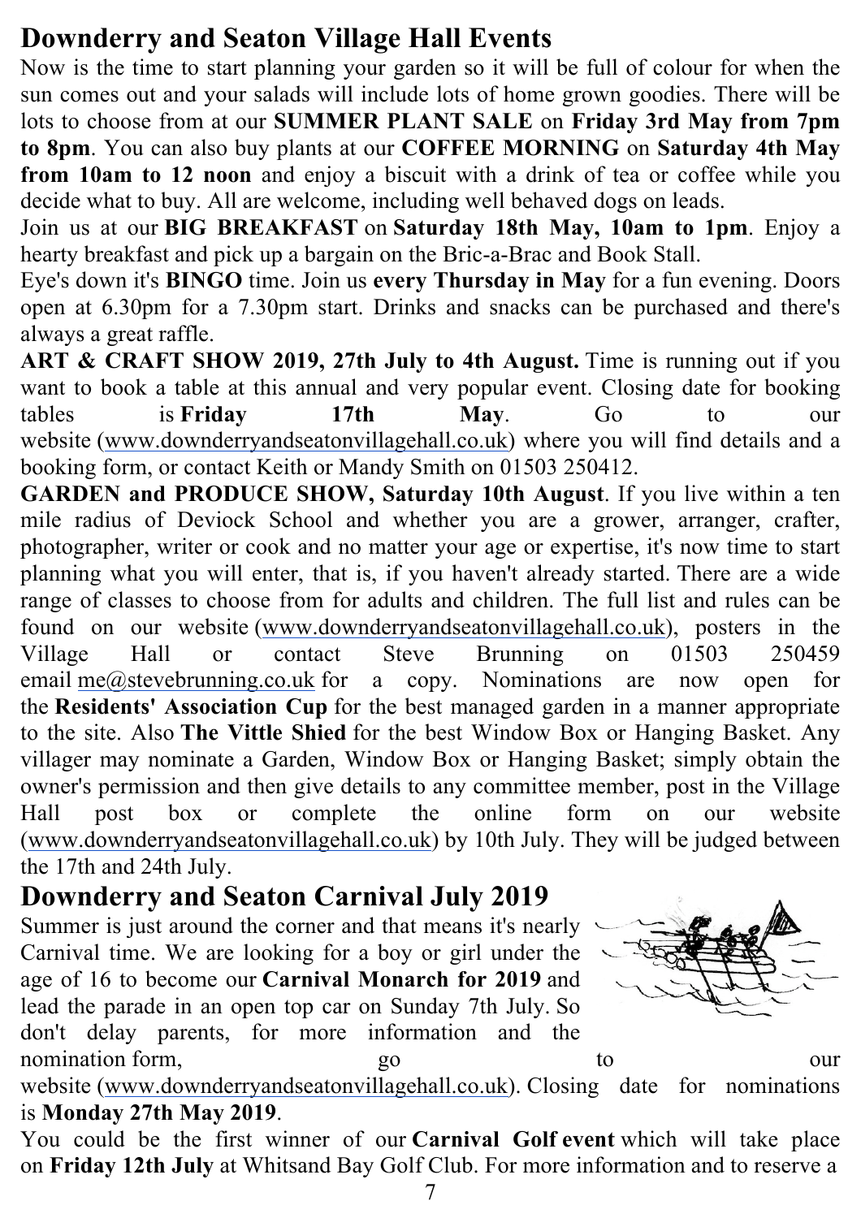## Downderry and Seaton Village Hall Events

Now is the time to start planning your garden so it will be full of colour for when the sun comes out and your salads will include lots of home grown goodies. There will be lots to choose from at our **SUMMER PLANT SALE** on **Friday 3rd May from 7pm to 8pm**. You can also buy plants at our **COFFEE MORNING** on **Saturday 4th May from 10am to 12 noon** and enjoy a biscuit with a drink of tea or coffee while you decide what to buy. All are welcome, including well behaved dogs on leads.

Join us at our **BIG BREAKFAST** on **Saturday 18th May, 10am to 1pm**. Enjoy a hearty breakfast and pick up a bargain on the Bric-a-Brac and Book Stall.

Eye's down it's **BINGO** time. Join us **every Thursday in May** for a fun evening. Doors open at 6.30pm for a 7.30pm start. Drinks and snacks can be purchased and there's always a great raffle.

**ART & CRAFT SHOW 2019, 27th July to 4th August.** Time is running out if you want to book a table at this annual and very popular event. Closing date for booking tables is **Friday 17th May**. Go to our website (www.downderryandseatonvillagehall.co.uk) where you will find details and a booking form, or contact Keith or Mandy Smith on 01503 250412.

**GARDEN and PRODUCE SHOW, Saturday 10th August**. If you live within a ten mile radius of Deviock School and whether you are a grower, arranger, crafter, photographer, writer or cook and no matter your age or expertise, it's now time to start planning what you will enter, that is, if you haven't already started. There are a wide range of classes to choose from for adults and children. The full list and rules can be found on our website (www.downderryandseatonvillagehall.co.uk), posters in the Village Hall or contact Steve Brunning on 01503 250459 email me@stevebrunning.co.uk for a copy. Nominations are now open for the **Residents' Association Cup** for the best managed garden in a manner appropriate to the site. Also **The Vittle Shied** for the best Window Box or Hanging Basket. Any villager may nominate a Garden, Window Box or Hanging Basket; simply obtain the owner's permission and then give details to any committee member, post in the Village Hall post box or complete the online form on our website (www.downderryandseatonvillagehall.co.uk) by 10th July. They will be judged between the 17th and 24th July.

## Downderry and Seaton Carnival July 2019

Summer is just around the corner and that means it's nearly Carnival time. We are looking for a boy or girl under the age of 16 to become our **Carnival Monarch for 2019** and lead the parade in an open top car on Sunday 7th July. So don't delay parents, for more information and the nomination form, go to our website (www.downderryandseatonvillagehall.co.uk). Closing date for nominations is **Monday 27th May 2019**.

You could be the first winner of our **Carnival Golf event** which will take place on **Friday 12th July** at Whitsand Bay Golf Club. For more information and to reserve a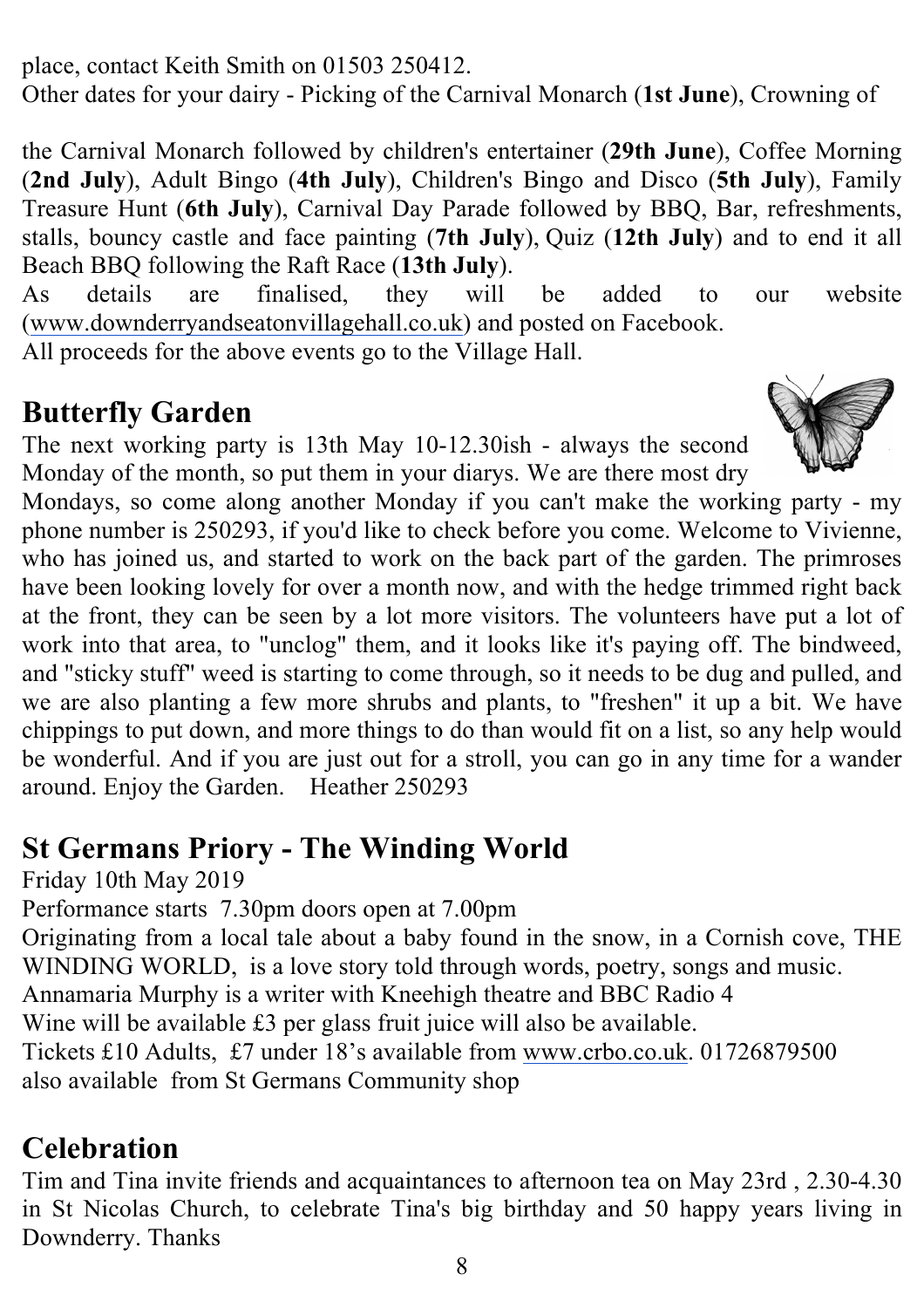place, contact Keith Smith on 01503 250412.

Other dates for your dairy - Picking of the Carnival Monarch (**1st June**), Crowning of the Carnival Monarch followed by children's entertainer (**29th June**), Coffee Morning (**2nd July**), Adult Bingo (**4th July**), Children's Bingo and Disco (**5th July**), Family Treasure Hunt (**6th July**), Carnival Day Parade followed by BBQ, Bar, refreshments, stalls, bouncy castle and face painting (**7th July**), Quiz (**12th July**) and to end it all Beach BBQ following the Raft Race (**13th July**).

As details are finalised, they will be added to our website (www.downderryandseatonvillagehall.co.uk) and posted on Facebook.

All proceeds for the above events go to the Village Hall.

## Butterfly Garden

The next working party is 13th May 10-12.30ish - always the second Monday of the month, so put them in your diarys. We are there most dry Mondays, so come along another Monday if you can't make the working party - my phone number is 250293, if you'd like to check before you come. Welcome to Vivienne, who has joined us, and started to work on the back part of the garden. The primroses have been looking lovely for over a month now, and with the hedge trimmed right back at the front, they can be seen by a lot more visitors. The volunteers have put a lot of work into that area, to "unclog" them, and it looks like it's paying off. The bindweed, and "sticky stuff" weed is starting to come through, so it needs to be dug and pulled, and we are also planting a few more shrubs and plants, to "freshen" it up a bit. We have chippings to put down, and more things to do than would fit on a list, so any help would be wonderful. And if you are just out for a stroll, you can go in any time for a wander around. Enjoy the Garden. Heather 250293

## St Germans Priory - The Winding World

Friday 10th May 2019

Performance starts 7.30pm doors open at 7.00pm

Originating from a local tale about a baby found in the snow, in a Cornish cove, THE WINDING WORLD, is a love story told through words, poetry, songs and music.

Annamaria Murphy is a writer with Kneehigh theatre and BBC Radio 4

Wine will be available £3 per glass fruit juice will also be available.

Tickets £10 Adults, £7 under 18's available from www.crbo.co.uk. 01726879500 also available from St Germans Community shop

## Celebration

Tim and Tina invite friends and acquaintances to afternoon tea on May 23rd , 2.30-4.30 in St Nicolas Church, to celebrate Tina's big birthday and 50 happy years living in Downderry. Thanks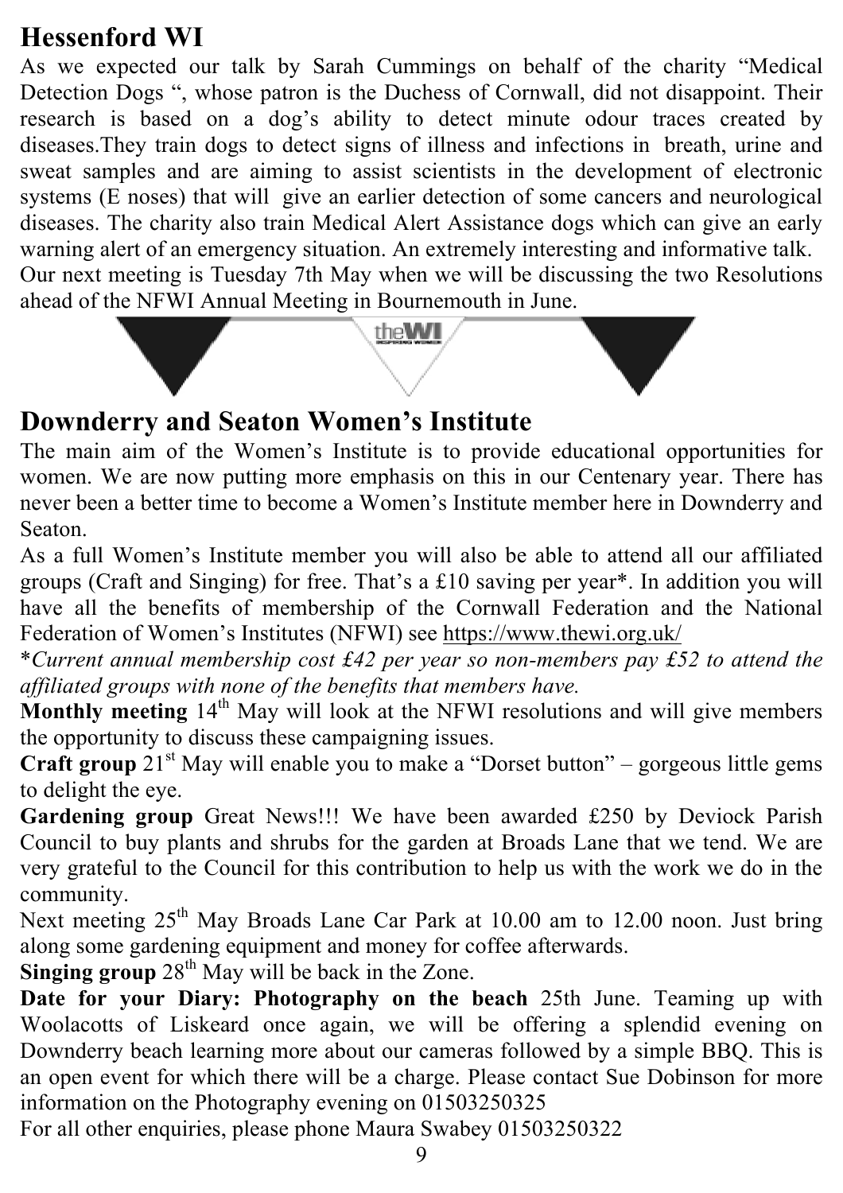## Hessenford WI

As we expected our talk by Sarah Cummings on behalf of the charity "Medical Detection Dogs ", whose patron is the Duchess of Cornwall, did not disappoint. Their research is based on a dog's ability to detect minute odour traces created by diseases.They train dogs to detect signs of illness and infections in breath, urine and sweat samples and are aiming to assist scientists in the development of electronic systems (E noses) that will give an earlier detection of some cancers and neurological diseases. The charity also train Medical Alert Assistance dogs which can give an early warning alert of an emergency situation. An extremely interesting and informative talk.

Our next meeting is Tuesday 7th May when we will be discussing the two Resolutions ahead of the NFWI Annual Meeting in Bournemouth in June.

## Downderry and Seaton Women's Institute

The main aim of the Women's Institute is to provide educational opportunities for women. We are now putting more emphasis on this in our Centenary year. There has never been a better time to become a Women's Institute member here in Downderry and Seaton.

As a full Women's Institute member you will also be able to attend all our affiliated groups (Craft and Singing) for free. That's a £10 saving per year*. In addition you will have all the benefits of membership of the Cornwall Federation and the National Federation of Women's Institutes (NFWI) see https://www.thewi.org.uk/

**Current annual membership cost £42 per year so non-members pay £52 to attend the affiliated groups with none of the benefits that members have.*

**Monthly meeting** 14th May will look at the NFWI resolutions and will give members the opportunity to discuss these campaigning issues.

**Craft group** 21st May will enable you to make a "Dorset button" – gorgeous little gems to delight the eye.

**Gardening group** Great News!!! We have been awarded £250 by Deviock Parish Council to buy plants and shrubs for the garden at Broads Lane that we tend. We are very grateful to the Council for this contribution to help us with the work we do in the community.

Next meeting 25th May Broads Lane Car Park at 10.00 am to 12.00 noon. Just bring along some gardening equipment and money for coffee afterwards.

**Singing group** 28th May will be back in the Zone.

**Date for your Diary: Photography on the beach** 25th June. Teaming up with Woolacotts of Liskeard once again, we will be offering a splendid evening on Downderry beach learning more about our cameras followed by a simple BBQ. This is an open event for which there will be a charge. Please contact Sue Dobinson for more information on the Photography evening on 01503250325

For all other enquiries, please phone Maura Swabey 01503250322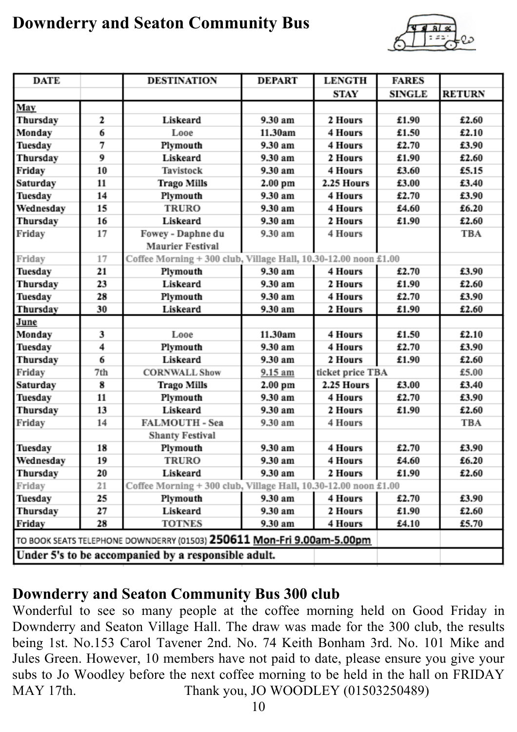# Downderry and Seaton Community Bus

| DATE | | DESTINATION | DEPART | LENGTH STAY | FARES SINGLE | RETURN |
|---|---|---|---|---|---|---|
| **May** | | | | | | |
| Thursday | 2 | Liskeard | 9.30 am | 2 Hours | £1.90 | £2.60 |
| Monday | 6 | Looe | 11.30am | 4 Hours | £1.50 | £2.10 |
| Tuesday | 7 | Plymouth | 9.30 am | 4 Hours | £2.70 | £3.90 |
| Thursday | 9 | Liskeard | 9.30 am | 2 Hours | £1.90 | £2.60 |
| Friday | 10 | Tavistock | 9.30 am | 4 Hours | £3.60 | £5.15 |
| Saturday | 11 | Trago Mills | 2.00 pm | 2.25 Hours | £3.00 | £3.40 |
| Tuesday | 14 | Plymouth | 9.30 am | 4 Hours | £2.70 | £3.90 |
| Wednesday | 15 | TRURO | 9.30 am | 4 Hours | £4.60 | £6.20 |
| Thursday | 16 | Liskeard | 9.30 am | 2 Hours | £1.90 | £2.60 |
| Friday | 17 | Fowey - Daphne du Maurier Festival | 9.30 am | 4 Hours | | TBA |
| Friday | 17 | Coffee Morning + 300 club, Village Hall, 10.30-12.00 noon £1.00 | | | | |
| Tuesday | 21 | Plymouth | 9.30 am | 4 Hours | £2.70 | £3.90 |
| Thursday | 23 | Liskeard | 9.30 am | 2 Hours | £1.90 | £2.60 |
| Tuesday | 28 | Plymouth | 9.30 am | 4 Hours | £2.70 | £3.90 |
| Thursday | 30 | Liskeard | 9.30 am | 2 Hours | £1.90 | £2.60 |
| **June** | | | | | | |
| Monday | 3 | Looe | 11.30am | 4 Hours | £1.50 | £2.10 |
| Tuesday | 4 | Plymouth | 9.30 am | 4 Hours | £2.70 | £3.90 |
| Thursday | 6 | Liskeard | 9.30 am | 2 Hours | £1.90 | £2.60 |
| Friday | 7th | CORNWALL Show | 9.15 am | ticket price TBA | | £5.00 |
| Saturday | 8 | Trago Mills | 2.00 pm | 2.25 Hours | £3.00 | £3.40 |
| Tuesday | 11 | Plymouth | 9.30 am | 4 Hours | £2.70 | £3.90 |
| Thursday | 13 | Liskeard | 9.30 am | 2 Hours | £1.90 | £2.60 |
| Friday | 14 | FALMOUTH - Sea Shanty Festival | 9.30 am | 4 Hours | | TBA |
| Tuesday | 18 | Plymouth | 9.30 am | 4 Hours | £2.70 | £3.90 |
| Wednesday | 19 | TRURO | 9.30 am | 4 Hours | £4.60 | £6.20 |
| Thursday | 20 | Liskeard | 9.30 am | 2 Hours | £1.90 | £2.60 |
| Friday | 21 | Coffee Morning + 300 club, Village Hall, 10.30-12.00 noon £1.00 | | | | |
| Tuesday | 25 | Plymouth | 9.30 am | 4 Hours | £2.70 | £3.90 |
| Thursday | 27 | Liskeard | 9.30 am | 2 Hours | £1.90 | £2.60 |
| Friday | 28 | TOTNES | 9.30 am | 4 Hours | £4.10 | £5.70 |
| TO BOOK SEATS TELEPHONE DOWNDERRY (01503) **250611** Mon-Fri 9.00am-5.00pm | | | | | | |
| **Under 5's to be accompanied by a responsible adult.** | | | | | | |

## Downderry and Seaton Community Bus 300 club

Wonderful to see so many people at the coffee morning held on Good Friday in Downderry and Seaton Village Hall. The draw was made for the 300 club, the results being 1st. No.153 Carol Tavener 2nd. No. 74 Keith Bonham 3rd. No. 101 Mike and Jules Green. However, 10 members have not paid to date, please ensure you give your subs to Jo Woodley before the next coffee morning to be held in the hall on FRIDAY MAY 17th.

Thank you, JO WOODLEY (01503250489)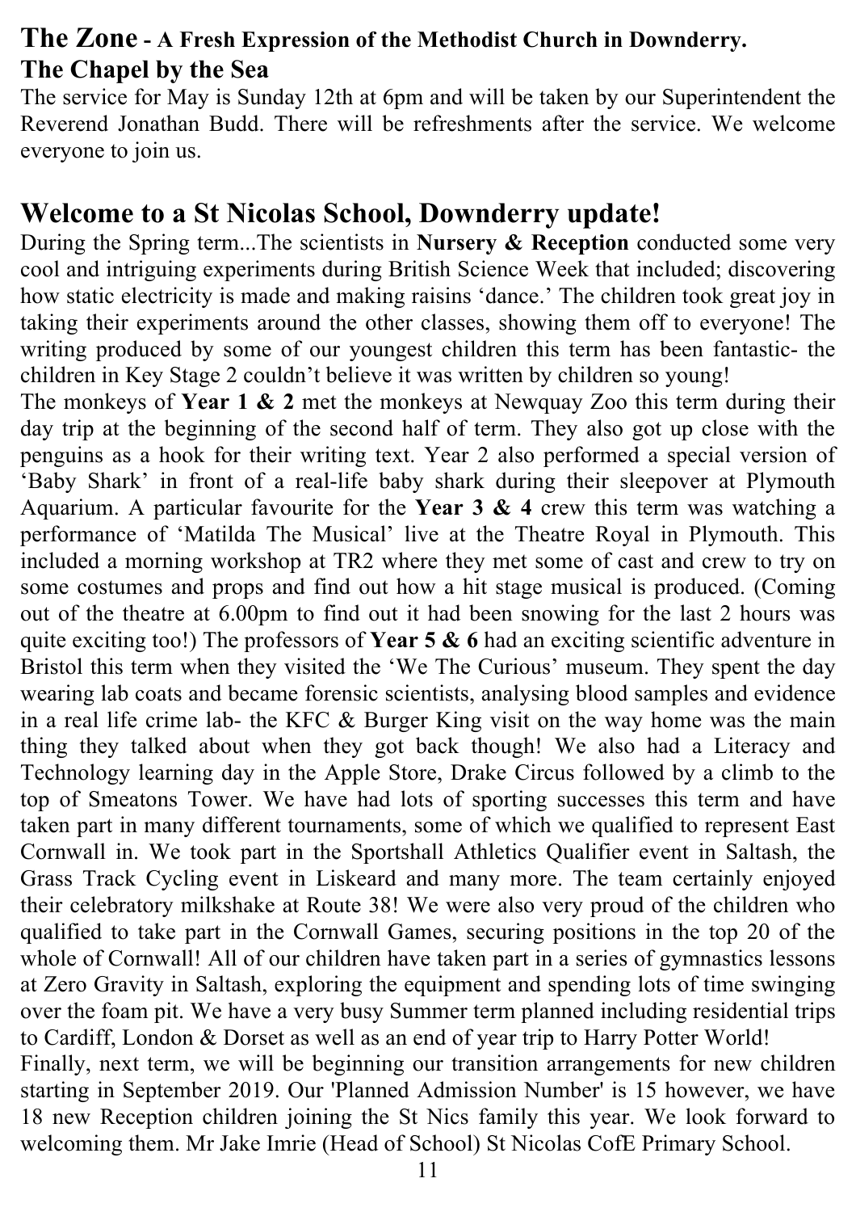## **The Zone** - **A Fresh Expression of the Methodist Church in Downderry.**

### The Chapel by the Sea

The service for May is Sunday 12th at 6pm and will be taken by our Superintendent the Reverend Jonathan Budd. There will be refreshments after the service. We welcome everyone to join us.

## Welcome to a St Nicolas School, Downderry update!

During the Spring term...The scientists in **Nursery & Reception** conducted some very cool and intriguing experiments during British Science Week that included; discovering how static electricity is made and making raisins 'dance.' The children took great joy in taking their experiments around the other classes, showing them off to everyone! The writing produced by some of our youngest children this term has been fantastic- the children in Key Stage 2 couldn't believe it was written by children so young!

The monkeys of **Year 1 & 2** met the monkeys at Newquay Zoo this term during their day trip at the beginning of the second half of term. They also got up close with the penguins as a hook for their writing text. Year 2 also performed a special version of 'Baby Shark' in front of a real-life baby shark during their sleepover at Plymouth Aquarium. A particular favourite for the **Year 3 & 4** crew this term was watching a performance of 'Matilda The Musical' live at the Theatre Royal in Plymouth. This included a morning workshop at TR2 where they met some of cast and crew to try on some costumes and props and find out how a hit stage musical is produced. (Coming out of the theatre at 6.00pm to find out it had been snowing for the last 2 hours was quite exciting too!) The professors of **Year 5 & 6** had an exciting scientific adventure in Bristol this term when they visited the 'We The Curious' museum. They spent the day wearing lab coats and became forensic scientists, analysing blood samples and evidence in a real life crime lab- the KFC & Burger King visit on the way home was the main thing they talked about when they got back though! We also had a Literacy and Technology learning day in the Apple Store, Drake Circus followed by a climb to the top of Smeatons Tower. We have had lots of sporting successes this term and have taken part in many different tournaments, some of which we qualified to represent East Cornwall in. We took part in the Sportshall Athletics Qualifier event in Saltash, the Grass Track Cycling event in Liskeard and many more. The team certainly enjoyed their celebratory milkshake at Route 38! We were also very proud of the children who qualified to take part in the Cornwall Games, securing positions in the top 20 of the whole of Cornwall! All of our children have taken part in a series of gymnastics lessons at Zero Gravity in Saltash, exploring the equipment and spending lots of time swinging over the foam pit. We have a very busy Summer term planned including residential trips to Cardiff, London & Dorset as well as an end of year trip to Harry Potter World!

Finally, next term, we will be beginning our transition arrangements for new children starting in September 2019. Our 'Planned Admission Number' is 15 however, we have 18 new Reception children joining the St Nics family this year. We look forward to welcoming them. Mr Jake Imrie (Head of School) St Nicolas CofE Primary School.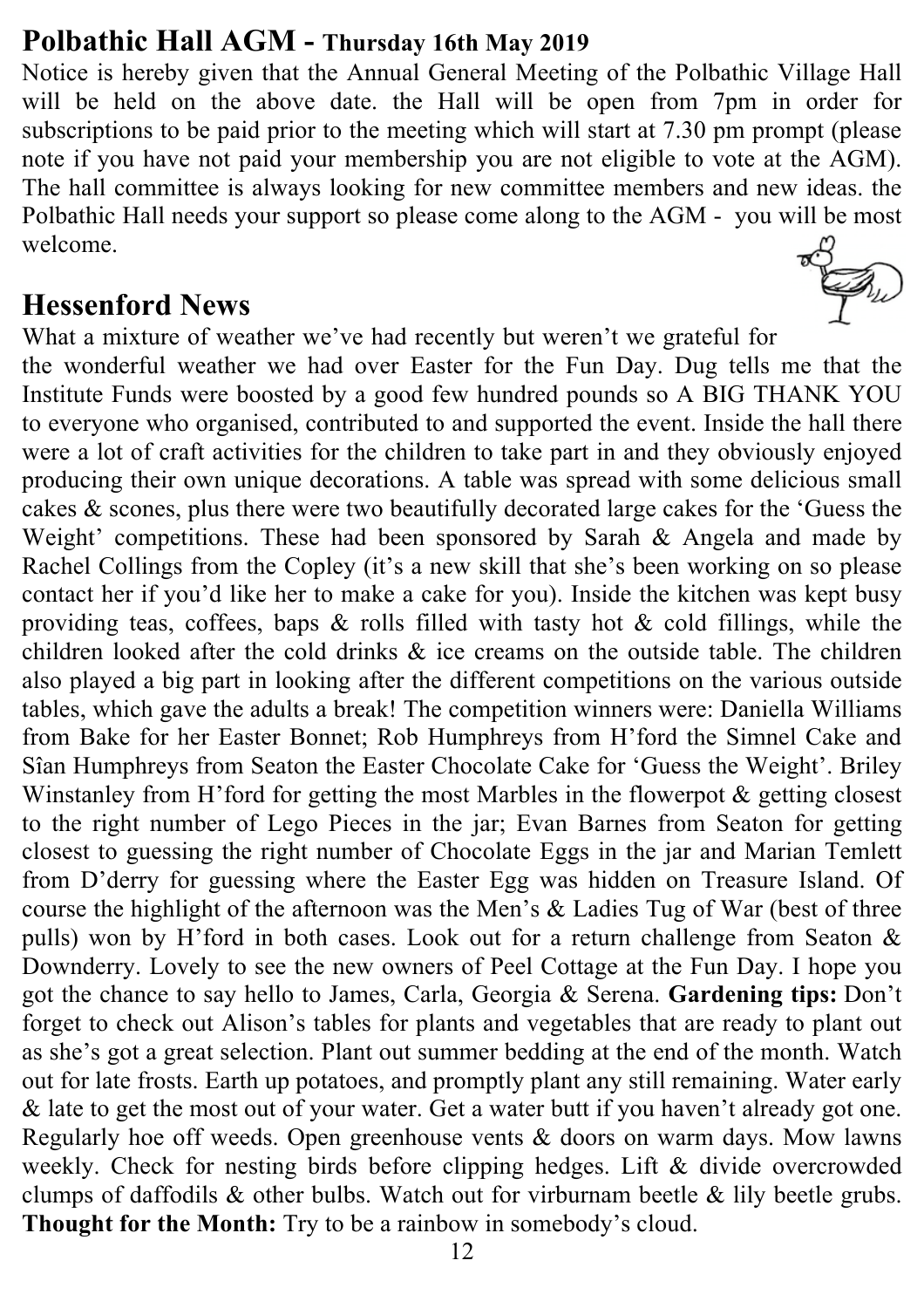## Polbathic Hall AGM - Thursday 16th May 2019

Notice is hereby given that the Annual General Meeting of the Polbathic Village Hall will be held on the above date. the Hall will be open from 7pm in order for subscriptions to be paid prior to the meeting which will start at 7.30 pm prompt (please note if you have not paid your membership you are not eligible to vote at the AGM). The hall committee is always looking for new committee members and new ideas. the Polbathic Hall needs your support so please come along to the AGM - you will be most welcome.

## Hessenford News

What a mixture of weather we've had recently but weren't we grateful for the wonderful weather we had over Easter for the Fun Day. Dug tells me that the Institute Funds were boosted by a good few hundred pounds so A BIG THANK YOU to everyone who organised, contributed to and supported the event. Inside the hall there were a lot of craft activities for the children to take part in and they obviously enjoyed producing their own unique decorations. A table was spread with some delicious small cakes & scones, plus there were two beautifully decorated large cakes for the 'Guess the Weight' competitions. These had been sponsored by Sarah & Angela and made by Rachel Collings from the Copley (it's a new skill that she's been working on so please contact her if you'd like her to make a cake for you). Inside the kitchen was kept busy providing teas, coffees, baps & rolls filled with tasty hot & cold fillings, while the children looked after the cold drinks & ice creams on the outside table. The children also played a big part in looking after the different competitions on the various outside tables, which gave the adults a break! The competition winners were: Daniella Williams from Bake for her Easter Bonnet; Rob Humphreys from H'ford the Simnel Cake and Sîan Humphreys from Seaton the Easter Chocolate Cake for 'Guess the Weight'. Briley Winstanley from H'ford for getting the most Marbles in the flowerpot & getting closest to the right number of Lego Pieces in the jar; Evan Barnes from Seaton for getting closest to guessing the right number of Chocolate Eggs in the jar and Marian Temlett from D'derry for guessing where the Easter Egg was hidden on Treasure Island. Of course the highlight of the afternoon was the Men's & Ladies Tug of War (best of three pulls) won by H'ford in both cases. Look out for a return challenge from Seaton & Downderry. Lovely to see the new owners of Peel Cottage at the Fun Day. I hope you got the chance to say hello to James, Carla, Georgia & Serena. **Gardening tips:** Don't forget to check out Alison's tables for plants and vegetables that are ready to plant out as she's got a great selection. Plant out summer bedding at the end of the month. Watch out for late frosts. Earth up potatoes, and promptly plant any still remaining. Water early & late to get the most out of your water. Get a water butt if you haven't already got one. Regularly hoe off weeds. Open greenhouse vents & doors on warm days. Mow lawns weekly. Check for nesting birds before clipping hedges. Lift & divide overcrowded clumps of daffodils & other bulbs. Watch out for virburnam beetle & lily beetle grubs. **Thought for the Month:** Try to be a rainbow in somebody's cloud.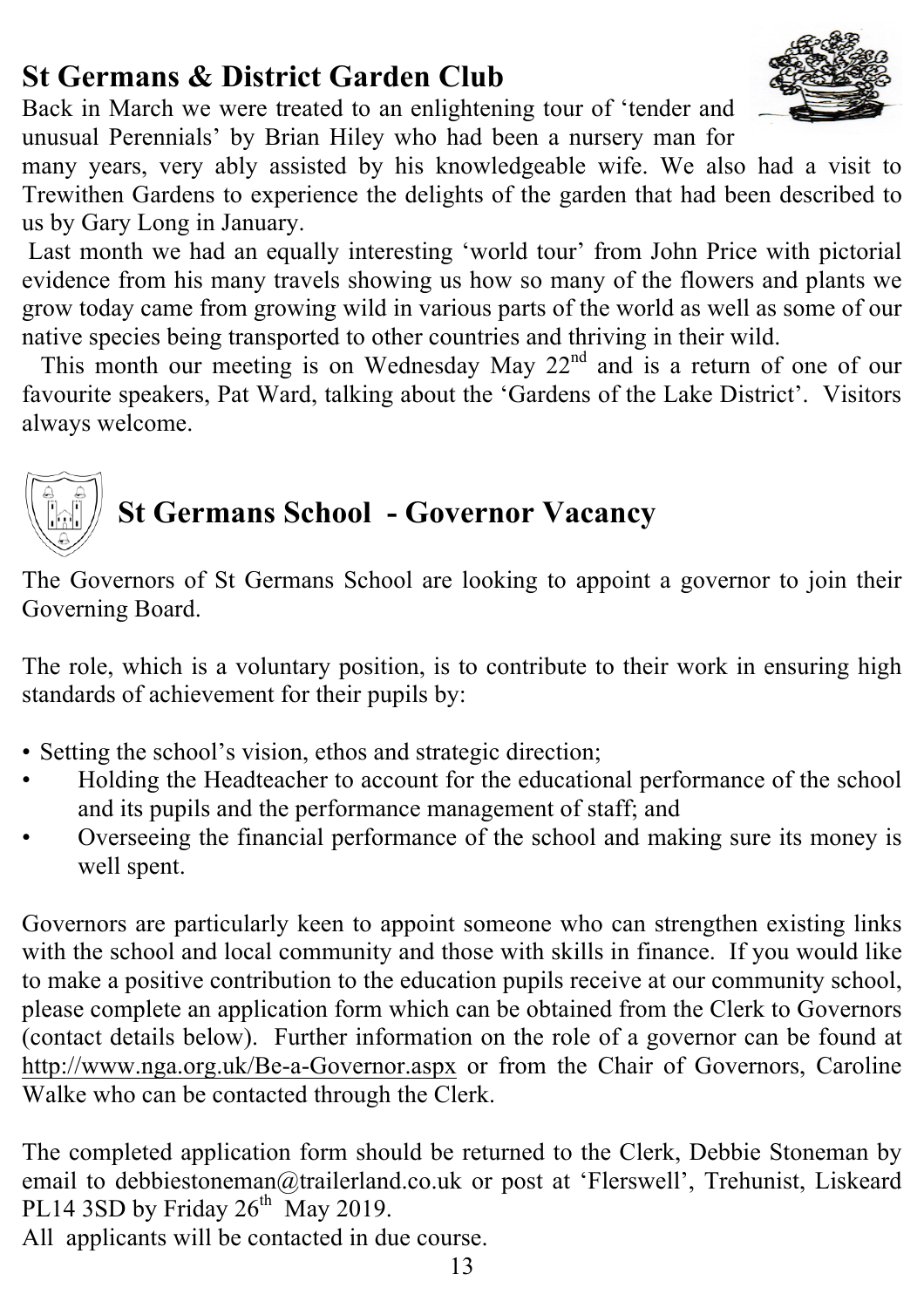## St Germans & District Garden Club

Back in March we were treated to an enlightening tour of 'tender and unusual Perennials' by Brian Hiley who had been a nursery man for many years, very ably assisted by his knowledgeable wife. We also had a visit to Trewithen Gardens to experience the delights of the garden that had been described to us by Gary Long in January.

Last month we had an equally interesting 'world tour' from John Price with pictorial evidence from his many travels showing us how so many of the flowers and plants we grow today came from growing wild in various parts of the world as well as some of our native species being transported to other countries and thriving in their wild.

This month our meeting is on Wednesday May 22nd and is a return of one of our favourite speakers, Pat Ward, talking about the 'Gardens of the Lake District'. Visitors always welcome.

## St Germans School - Governor Vacancy

The Governors of St Germans School are looking to appoint a governor to join their Governing Board.

The role, which is a voluntary position, is to contribute to their work in ensuring high standards of achievement for their pupils by:

- Setting the school's vision, ethos and strategic direction;
- Holding the Headteacher to account for the educational performance of the school and its pupils and the performance management of staff; and
- Overseeing the financial performance of the school and making sure its money is well spent.

Governors are particularly keen to appoint someone who can strengthen existing links with the school and local community and those with skills in finance. If you would like to make a positive contribution to the education pupils receive at our community school, please complete an application form which can be obtained from the Clerk to Governors (contact details below). Further information on the role of a governor can be found at http://www.nga.org.uk/Be-a-Governor.aspx or from the Chair of Governors, Caroline Walke who can be contacted through the Clerk.

The completed application form should be returned to the Clerk, Debbie Stoneman by email to debbiestoneman@trailerland.co.uk or post at 'Flerswell', Trehunist, Liskeard PL14 3SD by Friday 26th May 2019.

All applicants will be contacted in due course.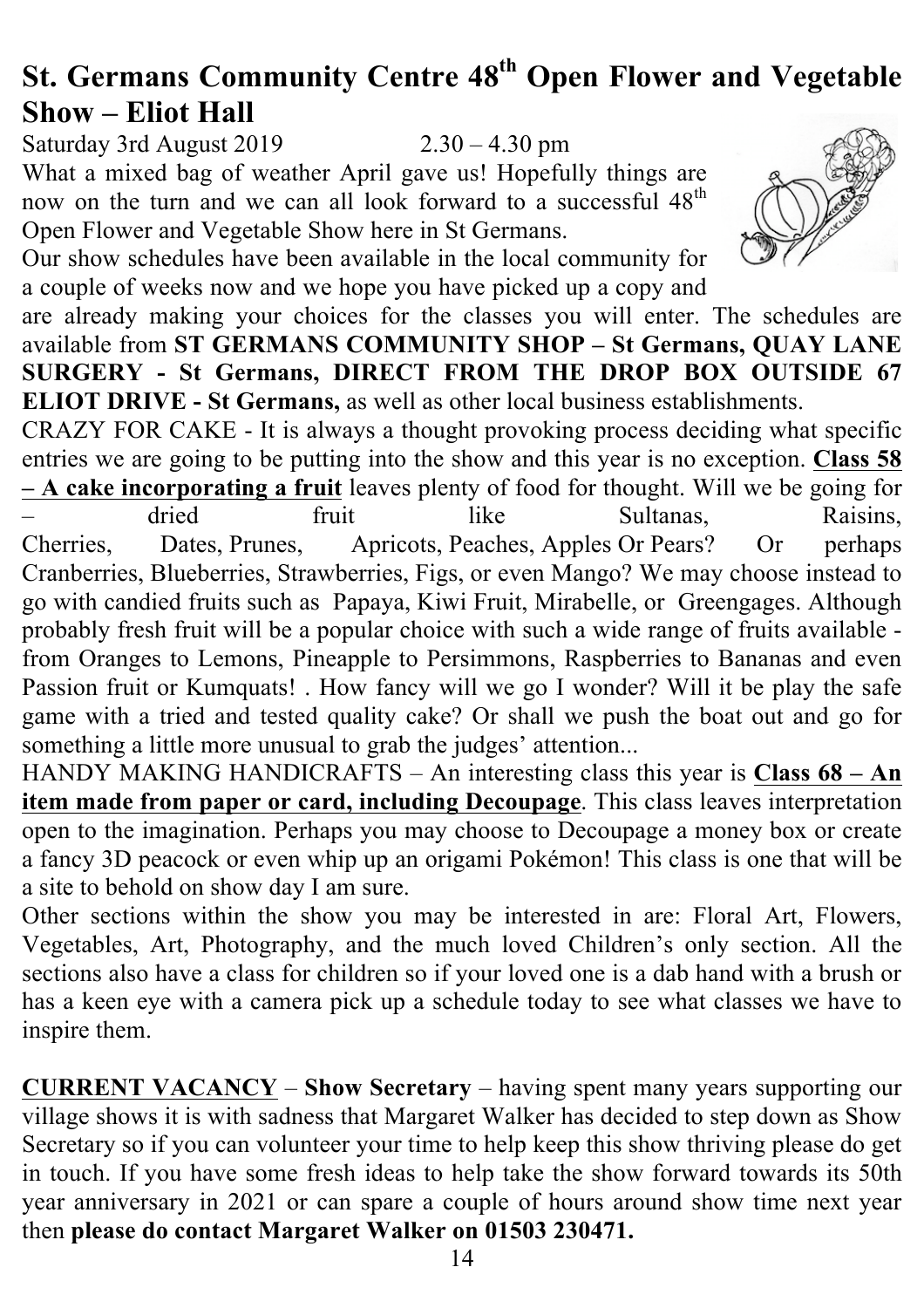# St. Germans Community Centre 48th Open Flower and Vegetable Show – Eliot Hall

Saturday 3rd August 2019 2.30 – 4.30 pm

What a mixed bag of weather April gave us! Hopefully things are now on the turn and we can all look forward to a successful 48th Open Flower and Vegetable Show here in St Germans.

Our show schedules have been available in the local community for a couple of weeks now and we hope you have picked up a copy and are already making your choices for the classes you will enter. The schedules are available from **ST GERMANS COMMUNITY SHOP – St Germans, QUAY LANE SURGERY - St Germans, DIRECT FROM THE DROP BOX OUTSIDE 67 ELIOT DRIVE - St Germans,** as well as other local business establishments.

CRAZY FOR CAKE - It is always a thought provoking process deciding what specific entries we are going to be putting into the show and this year is no exception. **Class 58 – A cake incorporating a fruit** leaves plenty of food for thought. Will we be going for – dried fruit like Sultanas, Raisins, Cherries, Dates, Prunes, Apricots, Peaches, Apples Or Pears? Or perhaps Cranberries, Blueberries, Strawberries, Figs, or even Mango? We may choose instead to go with candied fruits such as Papaya, Kiwi Fruit, Mirabelle, or Greengages. Although probably fresh fruit will be a popular choice with such a wide range of fruits available - from Oranges to Lemons, Pineapple to Persimmons, Raspberries to Bananas and even Passion fruit or Kumquats! . How fancy will we go I wonder? Will it be play the safe game with a tried and tested quality cake? Or shall we push the boat out and go for something a little more unusual to grab the judges' attention...

HANDY MAKING HANDICRAFTS – An interesting class this year is **Class 68 – An item made from paper or card, including Decoupage**. This class leaves interpretation open to the imagination. Perhaps you may choose to Decoupage a money box or create a fancy 3D peacock or even whip up an origami Pokémon! This class is one that will be a site to behold on show day I am sure.

Other sections within the show you may be interested in are: Floral Art, Flowers, Vegetables, Art, Photography, and the much loved Children's only section. All the sections also have a class for children so if your loved one is a dab hand with a brush or has a keen eye with a camera pick up a schedule today to see what classes we have to inspire them.

**CURRENT VACANCY** – **Show Secretary** – having spent many years supporting our village shows it is with sadness that Margaret Walker has decided to step down as Show Secretary so if you can volunteer your time to help keep this show thriving please do get in touch. If you have some fresh ideas to help take the show forward towards its 50th year anniversary in 2021 or can spare a couple of hours around show time next year then **please do contact Margaret Walker on 01503 230471.**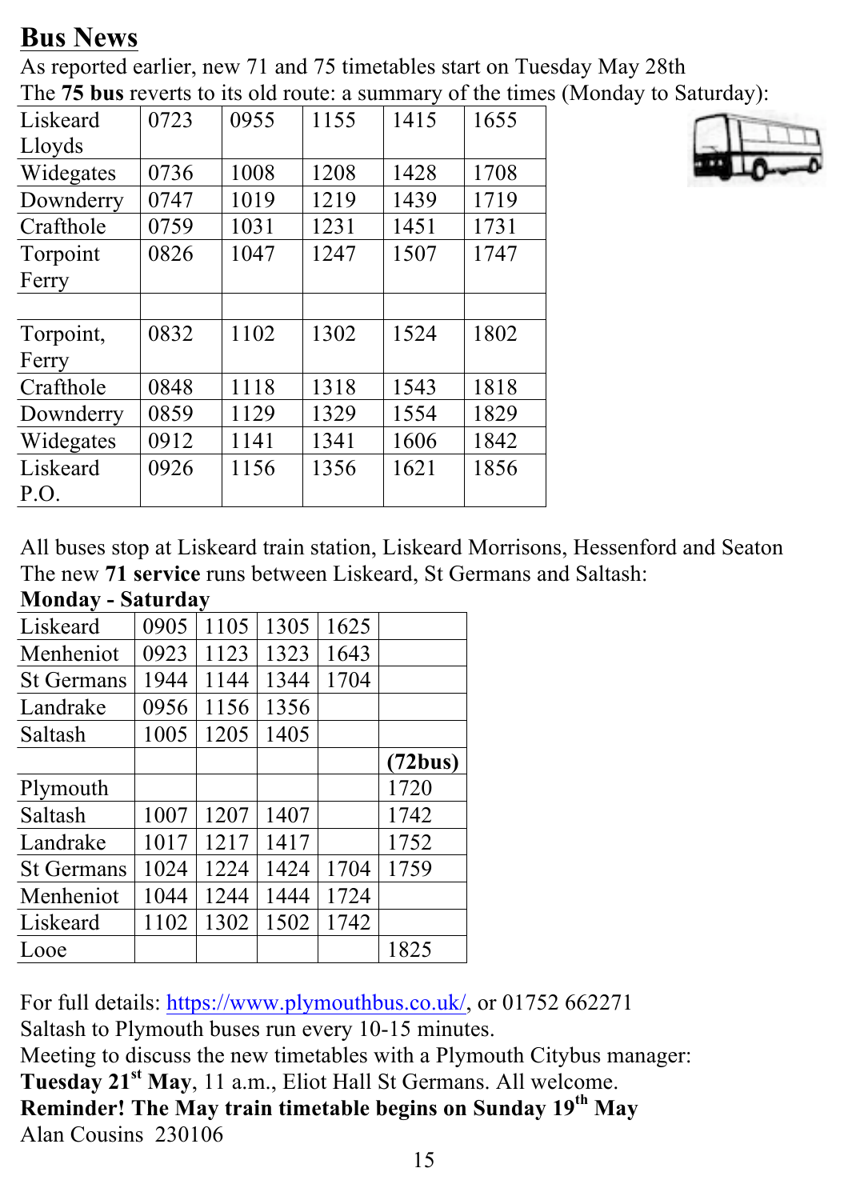## Bus News

As reported earlier, new 71 and 75 timetables start on Tuesday May 28th

The **75 bus** reverts to its old route: a summary of the times (Monday to Saturday):

| Liskeard Lloyds | 0723 | 0955 | 1155 | 1415 | 1655 |
|---|---|---|---|---|---|
| Widegates | 0736 | 1008 | 1208 | 1428 | 1708 |
| Downderry | 0747 | 1019 | 1219 | 1439 | 1719 |
| Crafthole | 0759 | 1031 | 1231 | 1451 | 1731 |
| Torpoint Ferry | 0826 | 1047 | 1247 | 1507 | 1747 |
| | | | | | |
| Torpoint, Ferry | 0832 | 1102 | 1302 | 1524 | 1802 |
| Crafthole | 0848 | 1118 | 1318 | 1543 | 1818 |
| Downderry | 0859 | 1129 | 1329 | 1554 | 1829 |
| Widegates | 0912 | 1141 | 1341 | 1606 | 1842 |
| Liskeard P.O. | 0926 | 1156 | 1356 | 1621 | 1856 |

All buses stop at Liskeard train station, Liskeard Morrisons, Hessenford and Seaton

The new **71 service** runs between Liskeard, St Germans and Saltash:

**Monday - Saturday**

| Liskeard | 0905 | 1105 | 1305 | 1625 | |
|---|---|---|---|---|---|
| Menheniot | 0923 | 1123 | 1323 | 1643 | |
| St Germans | 1944 | 1144 | 1344 | 1704 | |
| Landrake | 0956 | 1156 | 1356 | | |
| Saltash | 1005 | 1205 | 1405 | | |
| | | | | | **(72bus)** |
| Plymouth | | | | | 1720 |
| Saltash | 1007 | 1207 | 1407 | | 1742 |
| Landrake | 1017 | 1217 | 1417 | | 1752 |
| St Germans | 1024 | 1224 | 1424 | 1704 | 1759 |
| Menheniot | 1044 | 1244 | 1444 | 1724 | |
| Liskeard | 1102 | 1302 | 1502 | 1742 | |
| Looe | | | | | 1825 |

For full details: https://www.plymouthbus.co.uk/, or 01752 662271

Saltash to Plymouth buses run every 10-15 minutes.

Meeting to discuss the new timetables with a Plymouth Citybus manager:

**Tuesday 21st May**, 11 a.m., Eliot Hall St Germans. All welcome.

**Reminder! The May train timetable begins on Sunday 19th May**

Alan Cousins 230106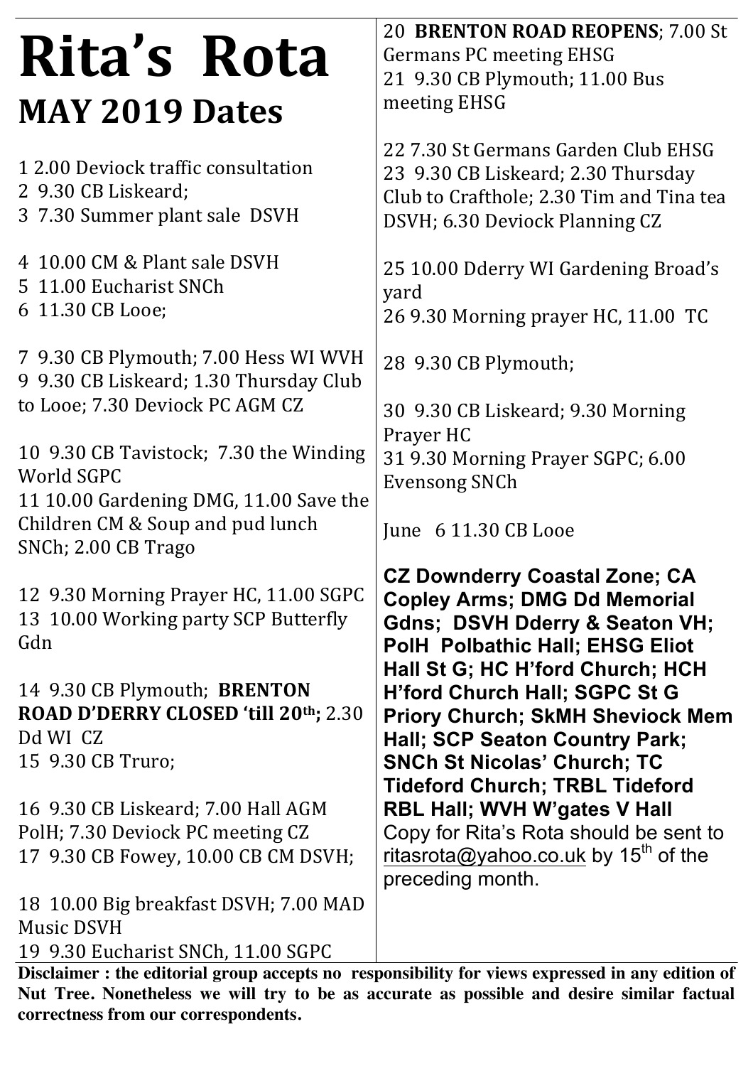# Rita's Rota

## MAY 2019 Dates

1 2.00 Deviock traffic consultation
2 9.30 CB Liskeard;
3 7.30 Summer plant sale DSVH

4 10.00 CM & Plant sale DSVH
5 11.00 Eucharist SNCh
6 11.30 CB Looe;

7 9.30 CB Plymouth; 7.00 Hess WI WVH
9 9.30 CB Liskeard; 1.30 Thursday Club to Looe; 7.30 Deviock PC AGM CZ

10 9.30 CB Tavistock; 7.30 the Winding World SGPC
11 10.00 Gardening DMG, 11.00 Save the Children CM & Soup and pud lunch SNCh; 2.00 CB Trago

12 9.30 Morning Prayer HC, 11.00 SGPC
13 10.00 Working party SCP Butterfly Gdn

14 9.30 CB Plymouth; **BRENTON ROAD D'DERRY CLOSED 'till 20th;** 2.30 Dd WI CZ
15 9.30 CB Truro;

16 9.30 CB Liskeard; 7.00 Hall AGM PolH; 7.30 Deviock PC meeting CZ
17 9.30 CB Fowey, 10.00 CB CM DSVH;

18 10.00 Big breakfast DSVH; 7.00 MAD Music DSVH
19 9.30 Eucharist SNCh, 11.00 SGPC

20 **BRENTON ROAD REOPENS**; 7.00 St Germans PC meeting EHSG
21 9.30 CB Plymouth; 11.00 Bus meeting EHSG

22 7.30 St Germans Garden Club EHSG
23 9.30 CB Liskeard; 2.30 Thursday Club to Crafthole; 2.30 Tim and Tina tea DSVH; 6.30 Deviock Planning CZ

25 10.00 Dderry WI Gardening Broad's yard
26 9.30 Morning prayer HC, 11.00 TC

28 9.30 CB Plymouth;

30 9.30 CB Liskeard; 9.30 Morning Prayer HC
31 9.30 Morning Prayer SGPC; 6.00 Evensong SNCh

June 6 11.30 CB Looe

**CZ Downderry Coastal Zone; CA Copley Arms; DMG Dd Memorial Gdns; DSVH Dderry & Seaton VH; PolH Polbathic Hall; EHSG Eliot Hall St G; HC H'ford Church; HCH H'ford Church Hall; SGPC St G Priory Church; SkMH Sheviock Mem Hall; SCP Seaton Country Park; SNCh St Nicolas' Church; TC Tideford Church; TRBL Tideford RBL Hall; WVH W'gates V Hall**

Copy for Rita's Rota should be sent to ritasrota@yahoo.co.uk by 15th of the preceding month.

**Disclaimer : the editorial group accepts no responsibility for views expressed in any edition of Nut Tree. Nonetheless we will try to be as accurate as possible and desire similar factual correctness from our correspondents.**